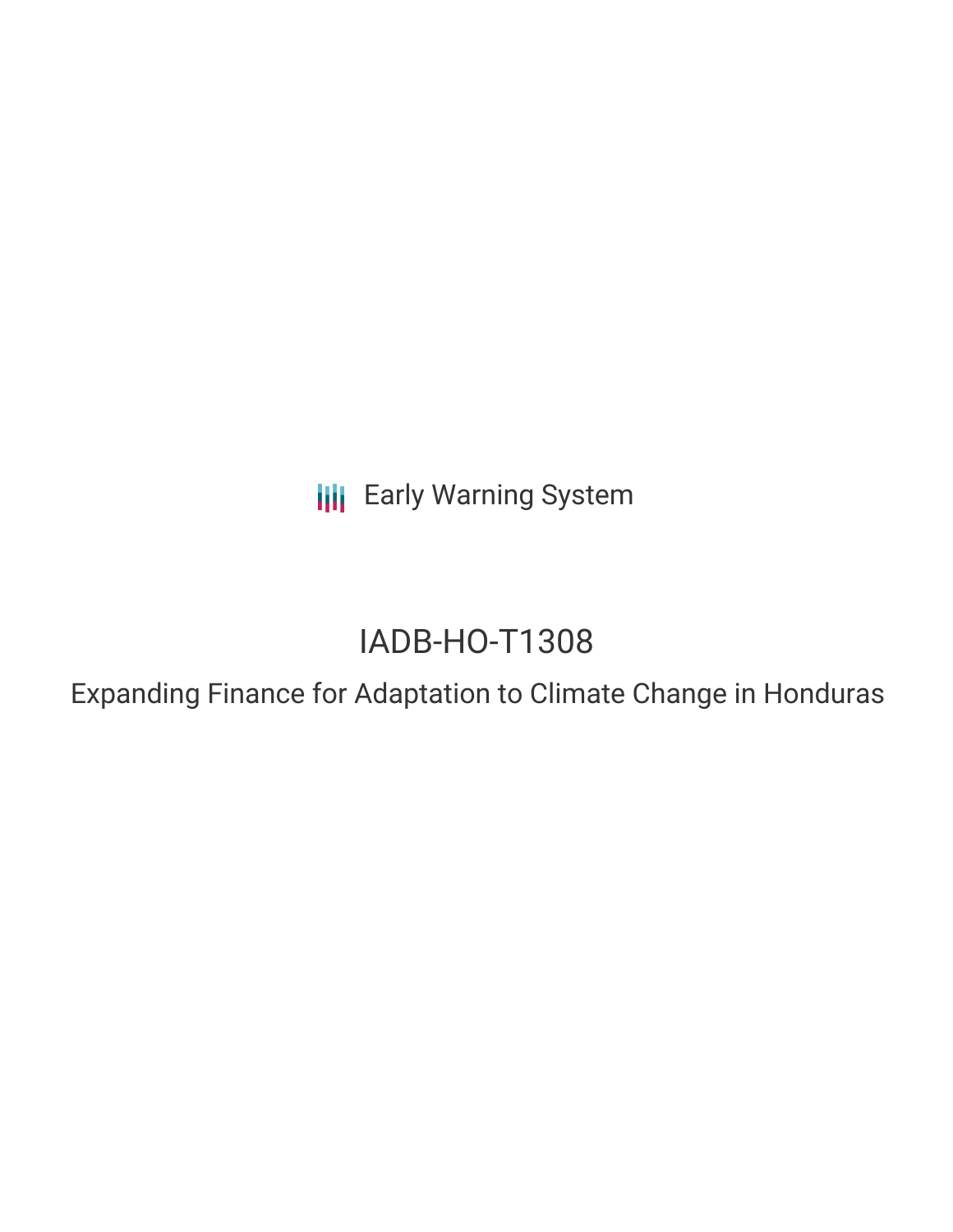Early Warning System

# IADB-HO-T1308

## Expanding Finance for Adaptation to Climate Change in Honduras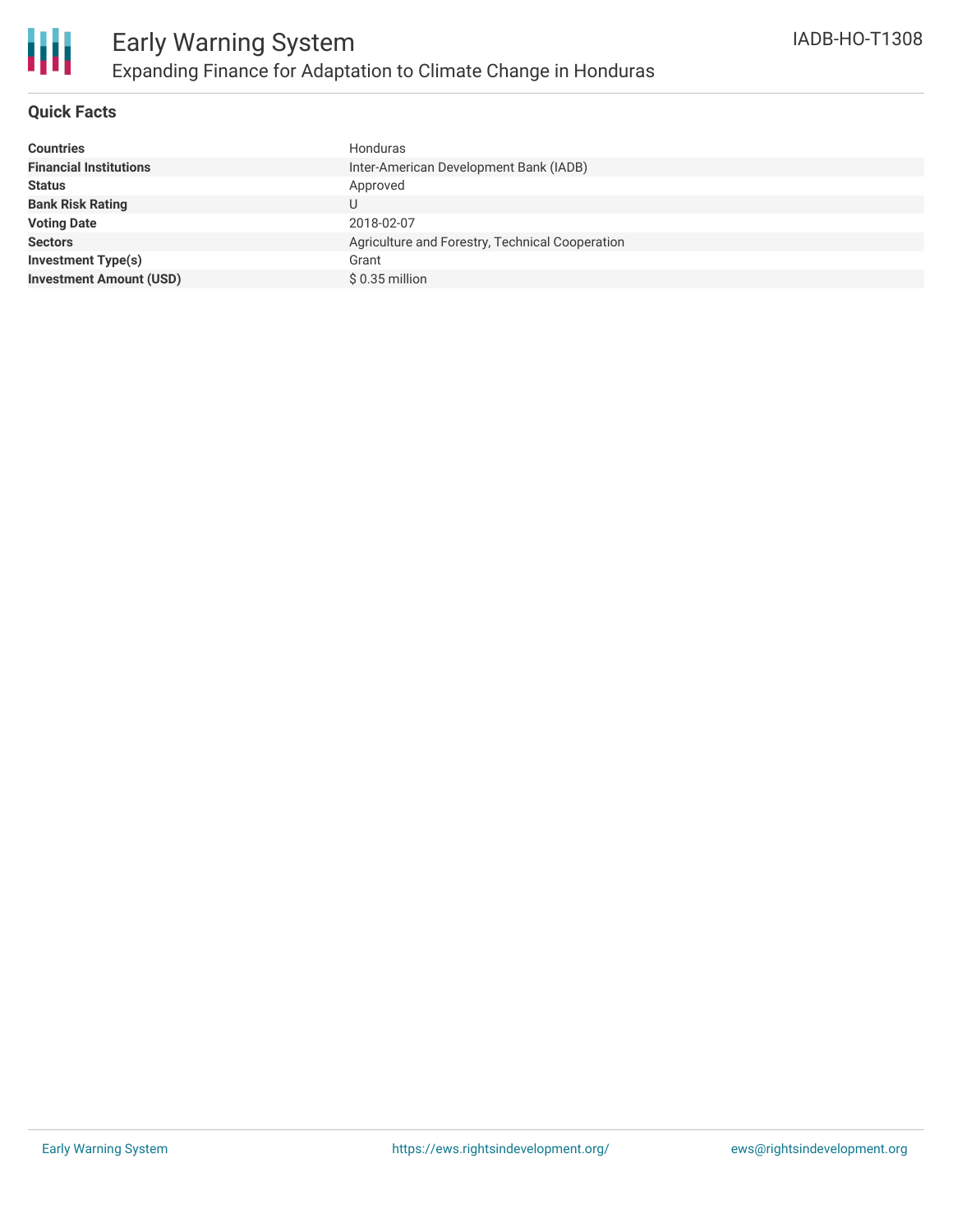# Early Warning System

## Expanding Finance for Adaptation to Climate Change in Honduras

IADB-HO-T1308

### Quick Facts

| | |
|---|---|
| **Countries** | Honduras |
| **Financial Institutions** | Inter-American Development Bank (IADB) |
| **Status** | Approved |
| **Bank Risk Rating** | U |
| **Voting Date** | 2018-02-07 |
| **Sectors** | Agriculture and Forestry, Technical Cooperation |
| **Investment Type(s)** | Grant |
| **Investment Amount (USD)** | $ 0.35 million |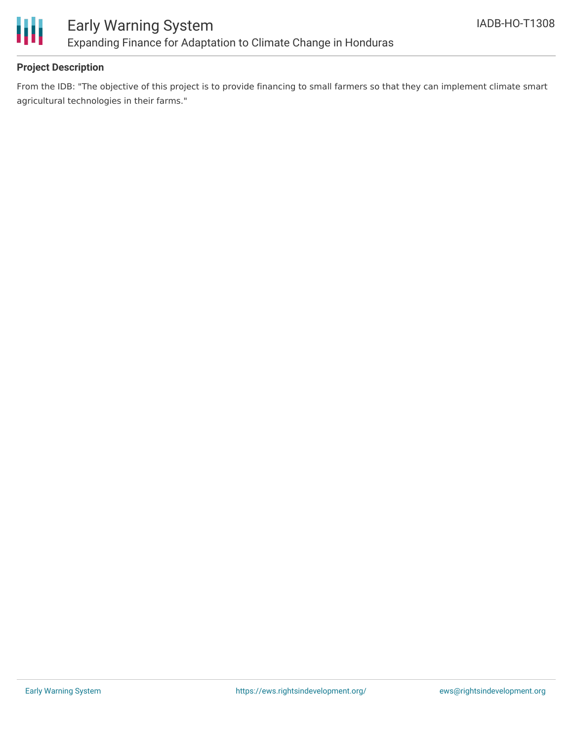## Project Description

From the IDB: "The objective of this project is to provide financing to small farmers so that they can implement climate smart agricultural technologies in their farms."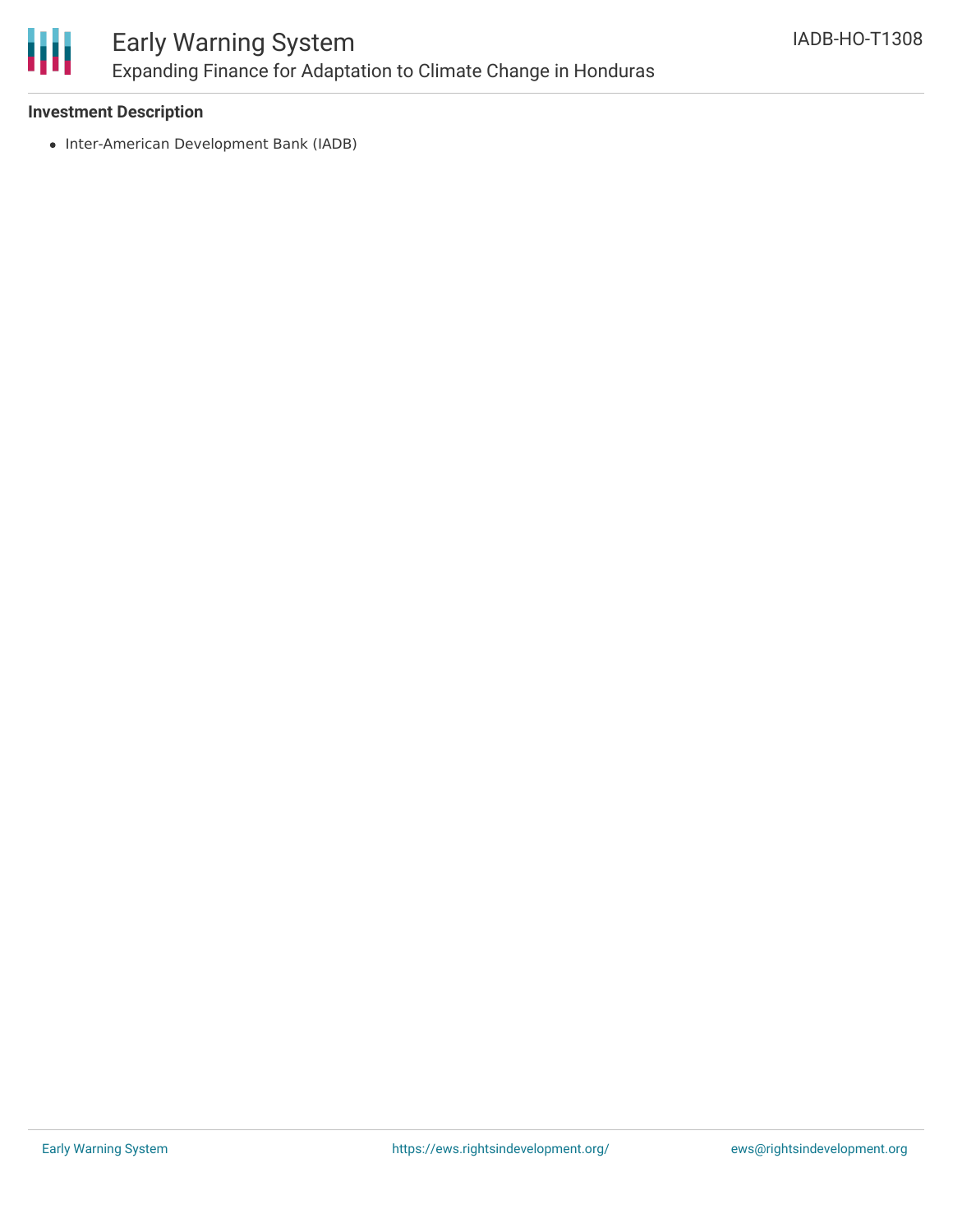**Investment Description**

- Inter-American Development Bank (IADB)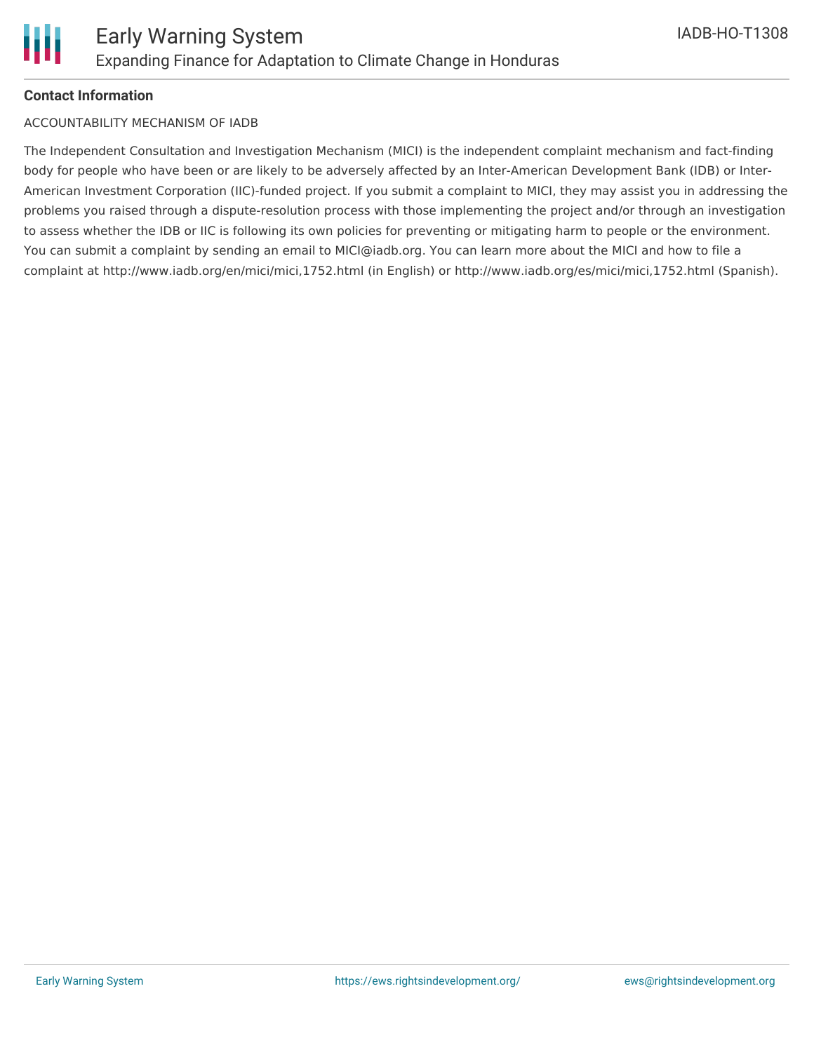**Contact Information**

ACCOUNTABILITY MECHANISM OF IADB

The Independent Consultation and Investigation Mechanism (MICI) is the independent complaint mechanism and fact-finding body for people who have been or are likely to be adversely affected by an Inter-American Development Bank (IDB) or Inter-American Investment Corporation (IIC)-funded project. If you submit a complaint to MICI, they may assist you in addressing the problems you raised through a dispute-resolution process with those implementing the project and/or through an investigation to assess whether the IDB or IIC is following its own policies for preventing or mitigating harm to people or the environment. You can submit a complaint by sending an email to MICI@iadb.org. You can learn more about the MICI and how to file a complaint at http://www.iadb.org/en/mici/mici,1752.html (in English) or http://www.iadb.org/es/mici/mici,1752.html (Spanish).